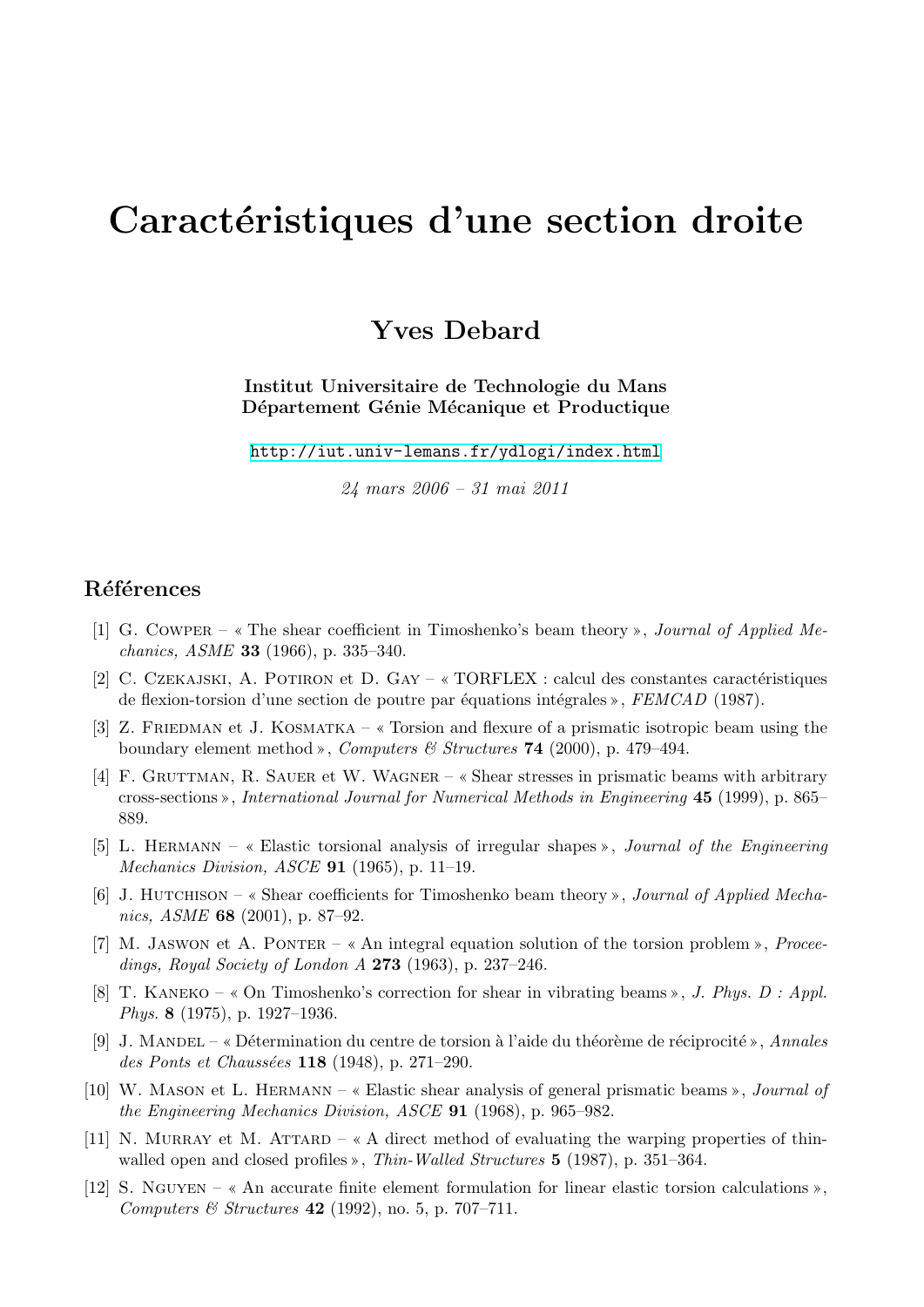# Caractéristiques d'une section droite

## Yves Debard

**Institut Universitaire de Technologie du Mans**
**Département Génie Mécanique et Productique**

http://iut.univ-lemans.fr/ydlogi/index.html

*24 mars 2006 – 31 mai 2011*

## Références

[1] G. Cowper – « The shear coefficient in Timoshenko's beam theory », *Journal of Applied Mechanics, ASME* **33** (1966), p. 335–340.

[2] C. Czekajski, A. Potiron et D. Gay – « TORFLEX : calcul des constantes caractéristiques de flexion-torsion d'une section de poutre par équations intégrales », *FEMCAD* (1987).

[3] Z. Friedman et J. Kosmatka – « Torsion and flexure of a prismatic isotropic beam using the boundary element method », *Computers & Structures* **74** (2000), p. 479–494.

[4] F. Gruttman, R. Sauer et W. Wagner – « Shear stresses in prismatic beams with arbitrary cross-sections », *International Journal for Numerical Methods in Engineering* **45** (1999), p. 865–889.

[5] L. Hermann – « Elastic torsional analysis of irregular shapes », *Journal of the Engineering Mechanics Division, ASCE* **91** (1965), p. 11–19.

[6] J. Hutchison – « Shear coefficients for Timoshenko beam theory », *Journal of Applied Mechanics, ASME* **68** (2001), p. 87–92.

[7] M. Jaswon et A. Ponter – « An integral equation solution of the torsion problem », *Proceedings, Royal Society of London A* **273** (1963), p. 237–246.

[8] T. Kaneko – « On Timoshenko's correction for shear in vibrating beams », *J. Phys. D : Appl. Phys.* **8** (1975), p. 1927–1936.

[9] J. Mandel – « Détermination du centre de torsion à l'aide du théorème de réciprocité », *Annales des Ponts et Chaussées* **118** (1948), p. 271–290.

[10] W. Mason et L. Hermann – « Elastic shear analysis of general prismatic beams », *Journal of the Engineering Mechanics Division, ASCE* **91** (1968), p. 965–982.

[11] N. Murray et M. Attard – « A direct method of evaluating the warping properties of thin-walled open and closed profiles », *Thin-Walled Structures* **5** (1987), p. 351–364.

[12] S. Nguyen – « An accurate finite element formulation for linear elastic torsion calculations », *Computers & Structures* **42** (1992), no. 5, p. 707–711.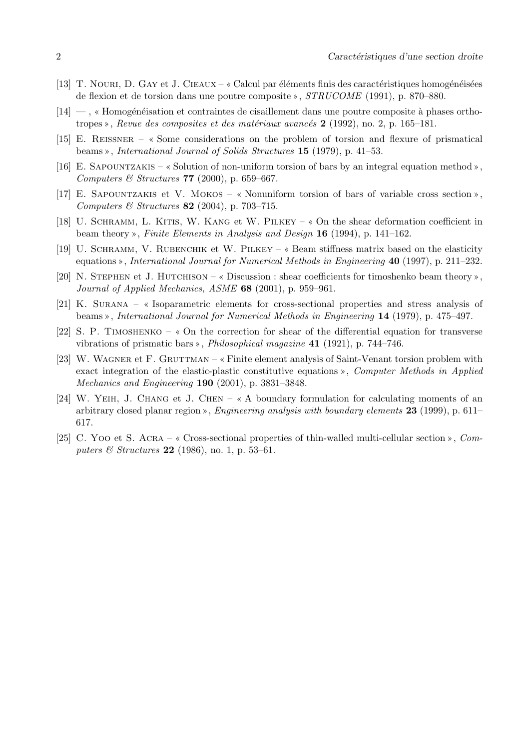[13] T. Nouri, D. Gay et J. Cieaux – « Calcul par éléments finis des caractéristiques homogénéisées de flexion et de torsion dans une poutre composite », *STRUCOME* (1991), p. 870–880.

[14] — , « Homogénéisation et contraintes de cisaillement dans une poutre composite à phases orthotropes », *Revue des composites et des matériaux avancés* **2** (1992), no. 2, p. 165–181.

[15] E. Reissner – « Some considerations on the problem of torsion and flexure of prismatical beams », *International Journal of Solids Structures* **15** (1979), p. 41–53.

[16] E. Sapountzakis – « Solution of non-uniform torsion of bars by an integral equation method », *Computers & Structures* **77** (2000), p. 659–667.

[17] E. Sapountzakis et V. Mokos – « Nonuniform torsion of bars of variable cross section », *Computers & Structures* **82** (2004), p. 703–715.

[18] U. Schramm, L. Kitis, W. Kang et W. Pilkey – « On the shear deformation coefficient in beam theory », *Finite Elements in Analysis and Design* **16** (1994), p. 141–162.

[19] U. Schramm, V. Rubenchik et W. Pilkey – « Beam stiffness matrix based on the elasticity equations », *International Journal for Numerical Methods in Engineering* **40** (1997), p. 211–232.

[20] N. Stephen et J. Hutchison – « Discussion : shear coefficients for timoshenko beam theory », *Journal of Applied Mechanics, ASME* **68** (2001), p. 959–961.

[21] K. Surana – « Isoparametric elements for cross-sectional properties and stress analysis of beams », *International Journal for Numerical Methods in Engineering* **14** (1979), p. 475–497.

[22] S. P. Timoshenko – « On the correction for shear of the differential equation for transverse vibrations of prismatic bars », *Philosophical magazine* **41** (1921), p. 744–746.

[23] W. Wagner et F. Gruttman – « Finite element analysis of Saint-Venant torsion problem with exact integration of the elastic-plastic constitutive equations », *Computer Methods in Applied Mechanics and Engineering* **190** (2001), p. 3831–3848.

[24] W. Yeih, J. Chang et J. Chen – « A boundary formulation for calculating moments of an arbitrary closed planar region », *Engineering analysis with boundary elements* **23** (1999), p. 611–617.

[25] C. Yoo et S. Acra – « Cross-sectional properties of thin-walled multi-cellular section », *Computers & Structures* **22** (1986), no. 1, p. 53–61.